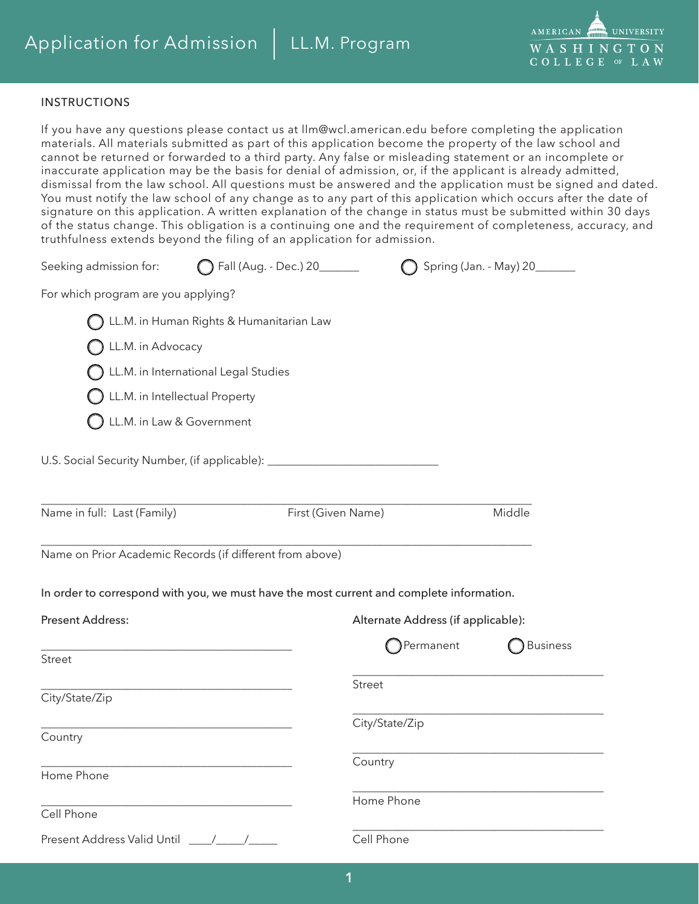# Application for Admission | LL.M. Program

AMERICAN UNIVERSITY WASHINGTON COLLEGE OF LAW

## INSTRUCTIONS

If you have any questions please contact us at llm@wcl.american.edu before completing the application materials. All materials submitted as part of this application become the property of the law school and cannot be returned or forwarded to a third party. Any false or misleading statement or an incomplete or inaccurate application may be the basis for denial of admission, or, if the applicant is already admitted, dismissal from the law school. All questions must be answered and the application must be signed and dated. You must notify the law school of any change as to any part of this application which occurs after the date of signature on this application. A written explanation of the change in status must be submitted within 30 days of the status change. This obligation is a continuing one and the requirement of completeness, accuracy, and truthfulness extends beyond the filing of an application for admission.

Seeking admission for: ◯ Fall (Aug. - Dec.) 20_______ ◯ Spring (Jan. - May) 20_______

For which program are you applying?

- ◯ LL.M. in Human Rights & Humanitarian Law
- ◯ LL.M. in Advocacy
- ◯ LL.M. in International Legal Studies
- ◯ LL.M. in Intellectual Property
- ◯ LL.M. in Law & Government

U.S. Social Security Number, (if applicable): ______________________________

__________________________________________________________________________________

Name in full: Last (Family) First (Given Name) Middle

__________________________________________________________________________________

Name on Prior Academic Records (if different from above)

**In order to correspond with you, we must have the most current and complete information.**

**Present Address:**

_____________________________________________
Street

_____________________________________________
City/State/Zip

_____________________________________________
Country

_____________________________________________
Home Phone

_____________________________________________
Cell Phone

Present Address Valid Until ____/_____/_____

**Alternate Address (if applicable):**

◯ Permanent ◯ Business

_____________________________________________
Street

_____________________________________________
City/State/Zip

_____________________________________________
Country

_____________________________________________
Home Phone

_____________________________________________
Cell Phone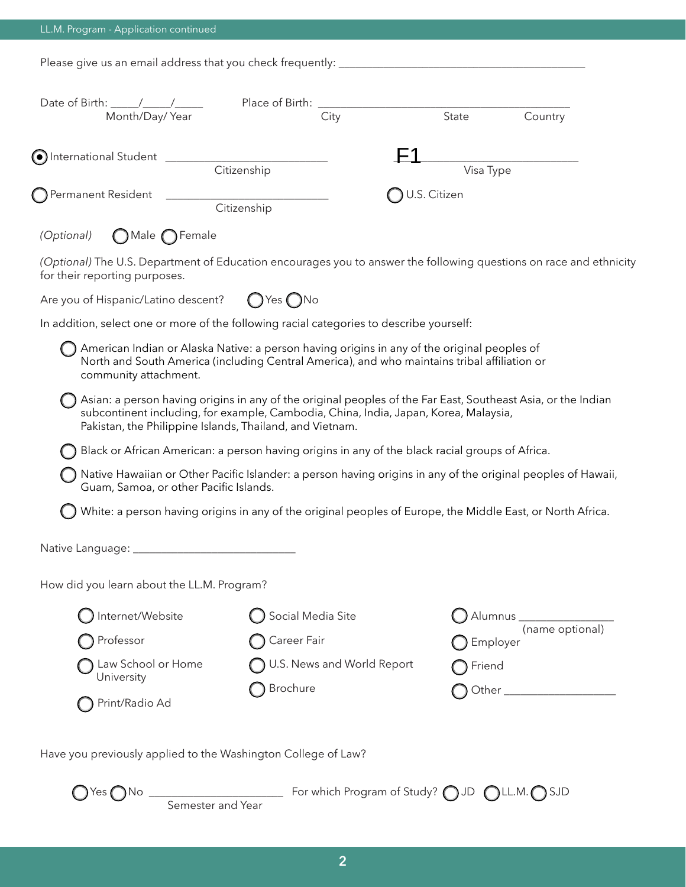Please give us an email address that you check frequently: ___________________________________________

Date of Birth: _____/_____/_____ Month/Day/ Year

Place of Birth: ___________________________________________ City State Country

◉ International Student ____________________________ Citizenship

F1________________________ Visa Type

○ Permanent Resident ____________________________ Citizenship

○ U.S. Citizen

*(Optional)* ○ Male ○ Female

*(Optional)* The U.S. Department of Education encourages you to answer the following questions on race and ethnicity for their reporting purposes.

Are you of Hispanic/Latino descent? ○ Yes ○ No

In addition, select one or more of the following racial categories to describe yourself:

- ○ American Indian or Alaska Native: a person having origins in any of the original peoples of North and South America (including Central America), and who maintains tribal affiliation or community attachment.
- ○ Asian: a person having origins in any of the original peoples of the Far East, Southeast Asia, or the Indian subcontinent including, for example, Cambodia, China, India, Japan, Korea, Malaysia, Pakistan, the Philippine Islands, Thailand, and Vietnam.
- ○ Black or African American: a person having origins in any of the black racial groups of Africa.
- ○ Native Hawaiian or Other Pacific Islander: a person having origins in any of the original peoples of Hawaii, Guam, Samoa, or other Pacific Islands.
- ○ White: a person having origins in any of the original peoples of Europe, the Middle East, or North Africa.

Native Language: ____________________________

How did you learn about the LL.M. Program?

- ○ Internet/Website
- ○ Professor
- ○ Law School or Home University
- ○ Print/Radio Ad
- ○ Social Media Site
- ○ Career Fair
- ○ U.S. News and World Report
- ○ Brochure
- ○ Alumnus ________________ (name optional)
- ○ Employer
- ○ Friend
- ○ Other ____________________

Have you previously applied to the Washington College of Law?

○ Yes ○ No ______________________ Semester and Year

For which Program of Study? ○ JD ○ LL.M. ○ SJD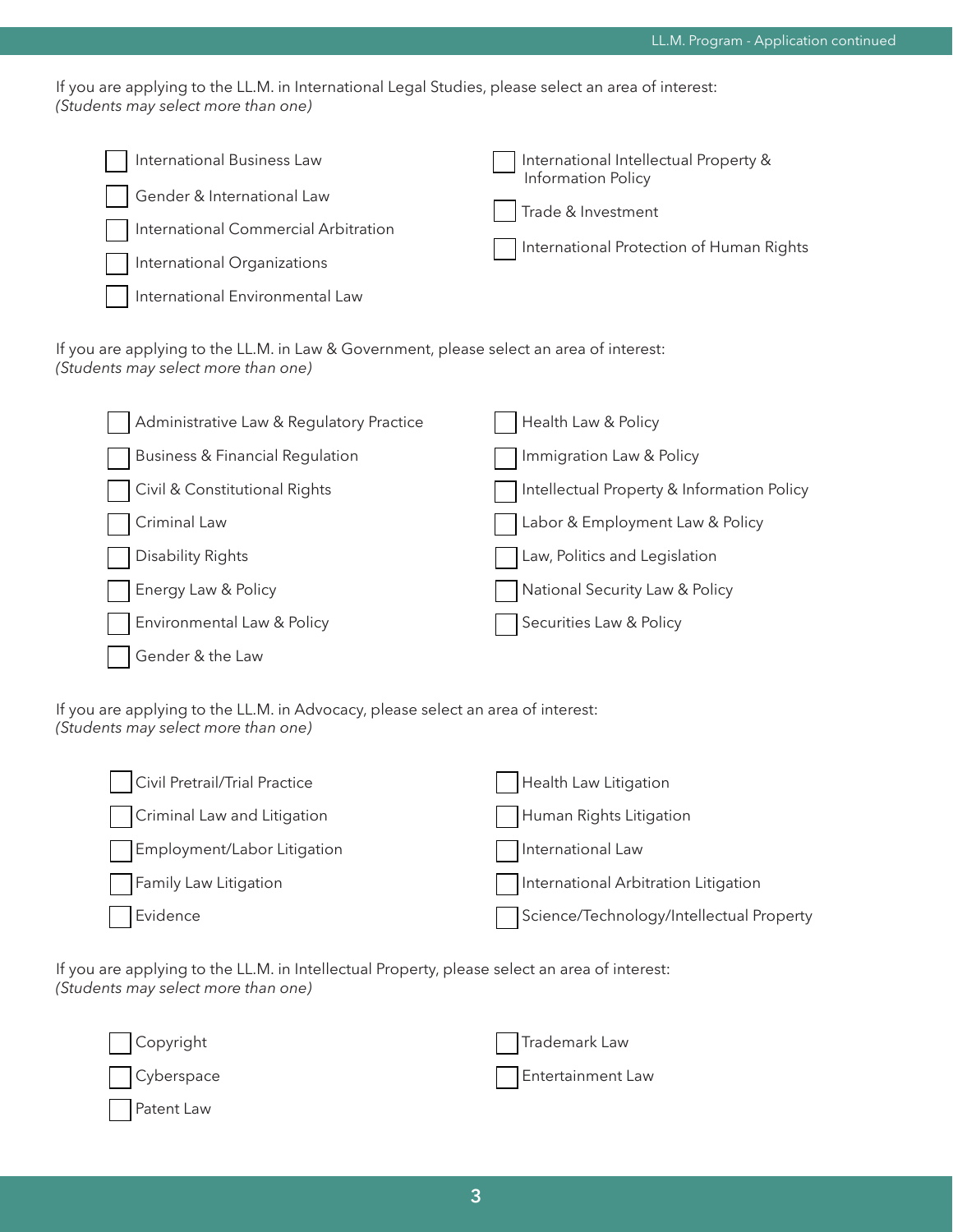If you are applying to the LL.M. in International Legal Studies, please select an area of interest:
*(Students may select more than one)*

- [ ] International Business Law
- [ ] Gender & International Law
- [ ] International Commercial Arbitration
- [ ] International Organizations
- [ ] International Environmental Law
- [ ] International Intellectual Property & Information Policy
- [ ] Trade & Investment
- [ ] International Protection of Human Rights

If you are applying to the LL.M. in Law & Government, please select an area of interest:
*(Students may select more than one)*

- [ ] Administrative Law & Regulatory Practice
- [ ] Business & Financial Regulation
- [ ] Civil & Constitutional Rights
- [ ] Criminal Law
- [ ] Disability Rights
- [ ] Energy Law & Policy
- [ ] Environmental Law & Policy
- [ ] Gender & the Law
- [ ] Health Law & Policy
- [ ] Immigration Law & Policy
- [ ] Intellectual Property & Information Policy
- [ ] Labor & Employment Law & Policy
- [ ] Law, Politics and Legislation
- [ ] National Security Law & Policy
- [ ] Securities Law & Policy

If you are applying to the LL.M. in Advocacy, please select an area of interest:
*(Students may select more than one)*

- [ ] Civil Pretrail/Trial Practice
- [ ] Criminal Law and Litigation
- [ ] Employment/Labor Litigation
- [ ] Family Law Litigation
- [ ] Evidence
- [ ] Health Law Litigation
- [ ] Human Rights Litigation
- [ ] International Law
- [ ] International Arbitration Litigation
- [ ] Science/Technology/Intellectual Property

If you are applying to the LL.M. in Intellectual Property, please select an area of interest:
*(Students may select more than one)*

- [ ] Copyright
- [ ] Cyberspace
- [ ] Patent Law
- [ ] Trademark Law
- [ ] Entertainment Law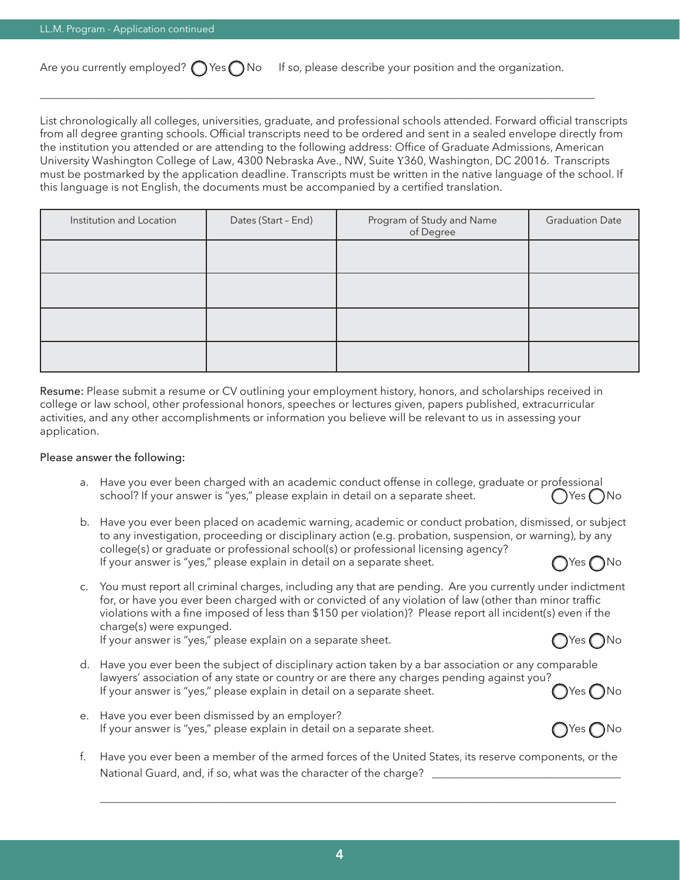Are you currently employed? ◯ Yes ◯ No    If so, please describe your position and the organization.

______________________________________________________________________________

List chronologically all colleges, universities, graduate, and professional schools attended. Forward official transcripts from all degree granting schools. Official transcripts need to be ordered and sent in a sealed envelope directly from the institution you attended or are attending to the following address: Office of Graduate Admissions, American University Washington College of Law, 4300 Nebraska Ave., NW, Suite Y360, Washington, DC 20016. Transcripts must be postmarked by the application deadline. Transcripts must be written in the native language of the school. If this language is not English, the documents must be accompanied by a certified translation.

| Institution and Location | Dates (Start – End) | Program of Study and Name of Degree | Graduation Date |
|---|---|---|---|
| | | | |
| | | | |
| | | | |
| | | | |

**Resume:** Please submit a resume or CV outlining your employment history, honors, and scholarships received in college or law school, other professional honors, speeches or lectures given, papers published, extracurricular activities, and any other accomplishments or information you believe will be relevant to us in assessing your application.

Please answer the following:

a. Have you ever been charged with an academic conduct offense in college, graduate or professional school? If your answer is "yes," please explain in detail on a separate sheet. ◯ Yes ◯ No

b. Have you ever been placed on academic warning, academic or conduct probation, dismissed, or subject to any investigation, proceeding or disciplinary action (e.g. probation, suspension, or warning), by any college(s) or graduate or professional school(s) or professional licensing agency? If your answer is "yes," please explain in detail on a separate sheet. ◯ Yes ◯ No

c. You must report all criminal charges, including any that are pending. Are you currently under indictment for, or have you ever been charged with or convicted of any violation of law (other than minor traffic violations with a fine imposed of less than $150 per violation)? Please report all incident(s) even if the charge(s) were expunged. If your answer is "yes," please explain on a separate sheet. ◯ Yes ◯ No

d. Have you ever been the subject of disciplinary action taken by a bar association or any comparable lawyers' association of any state or country or are there any charges pending against you? If your answer is "yes," please explain in detail on a separate sheet. ◯ Yes ◯ No

e. Have you ever been dismissed by an employer? If your answer is "yes," please explain in detail on a separate sheet. ◯ Yes ◯ No

f. Have you ever been a member of the armed forces of the United States, its reserve components, or the National Guard, and, if so, what was the character of the charge? ______________________________

______________________________________________________________________________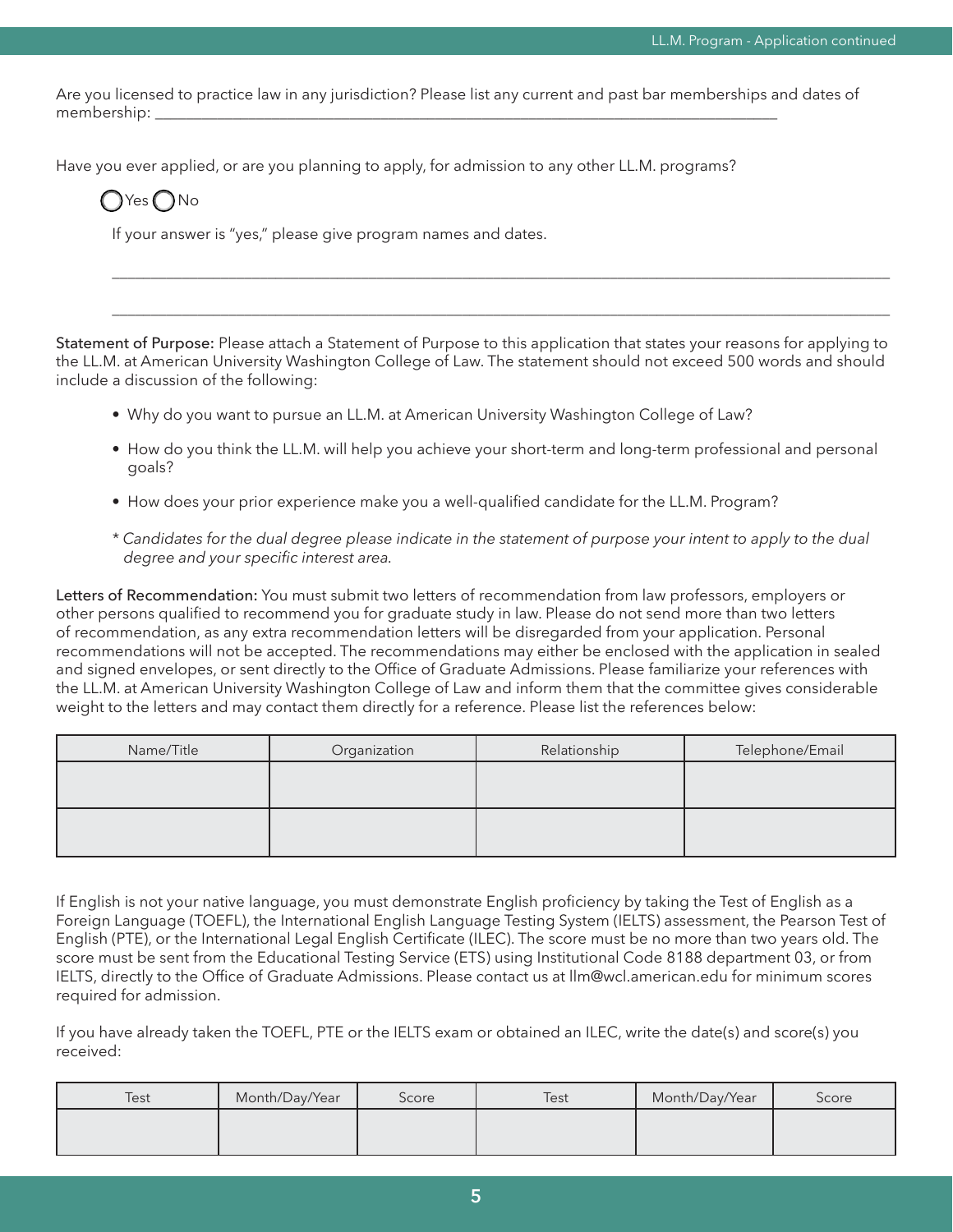Are you licensed to practice law in any jurisdiction? Please list any current and past bar memberships and dates of membership: ___________________________________________________________________________

Have you ever applied, or are you planning to apply, for admission to any other LL.M. programs?

◯ Yes ◯ No

If your answer is "yes," please give program names and dates.

___________________________________________________________________________

___________________________________________________________________________

**Statement of Purpose:** Please attach a Statement of Purpose to this application that states your reasons for applying to the LL.M. at American University Washington College of Law. The statement should not exceed 500 words and should include a discussion of the following:

- Why do you want to pursue an LL.M. at American University Washington College of Law?
- How do you think the LL.M. will help you achieve your short-term and long-term professional and personal goals?
- How does your prior experience make you a well-qualified candidate for the LL.M. Program?

*\* Candidates for the dual degree please indicate in the statement of purpose your intent to apply to the dual degree and your specific interest area.*

**Letters of Recommendation:** You must submit two letters of recommendation from law professors, employers or other persons qualified to recommend you for graduate study in law. Please do not send more than two letters of recommendation, as any extra recommendation letters will be disregarded from your application. Personal recommendations will not be accepted. The recommendations may either be enclosed with the application in sealed and signed envelopes, or sent directly to the Office of Graduate Admissions. Please familiarize your references with the LL.M. at American University Washington College of Law and inform them that the committee gives considerable weight to the letters and may contact them directly for a reference. Please list the references below:

| Name/Title | Organization | Relationship | Telephone/Email |
|---|---|---|---|
| | | | |
| | | | |

If English is not your native language, you must demonstrate English proficiency by taking the Test of English as a Foreign Language (TOEFL), the International English Language Testing System (IELTS) assessment, the Pearson Test of English (PTE), or the International Legal English Certificate (ILEC). The score must be no more than two years old. The score must be sent from the Educational Testing Service (ETS) using Institutional Code 8188 department 03, or from IELTS, directly to the Office of Graduate Admissions. Please contact us at llm@wcl.american.edu for minimum scores required for admission.

If you have already taken the TOEFL, PTE or the IELTS exam or obtained an ILEC, write the date(s) and score(s) you received:

| Test | Month/Day/Year | Score | Test | Month/Day/Year | Score |
|---|---|---|---|---|---|
| | | | | | |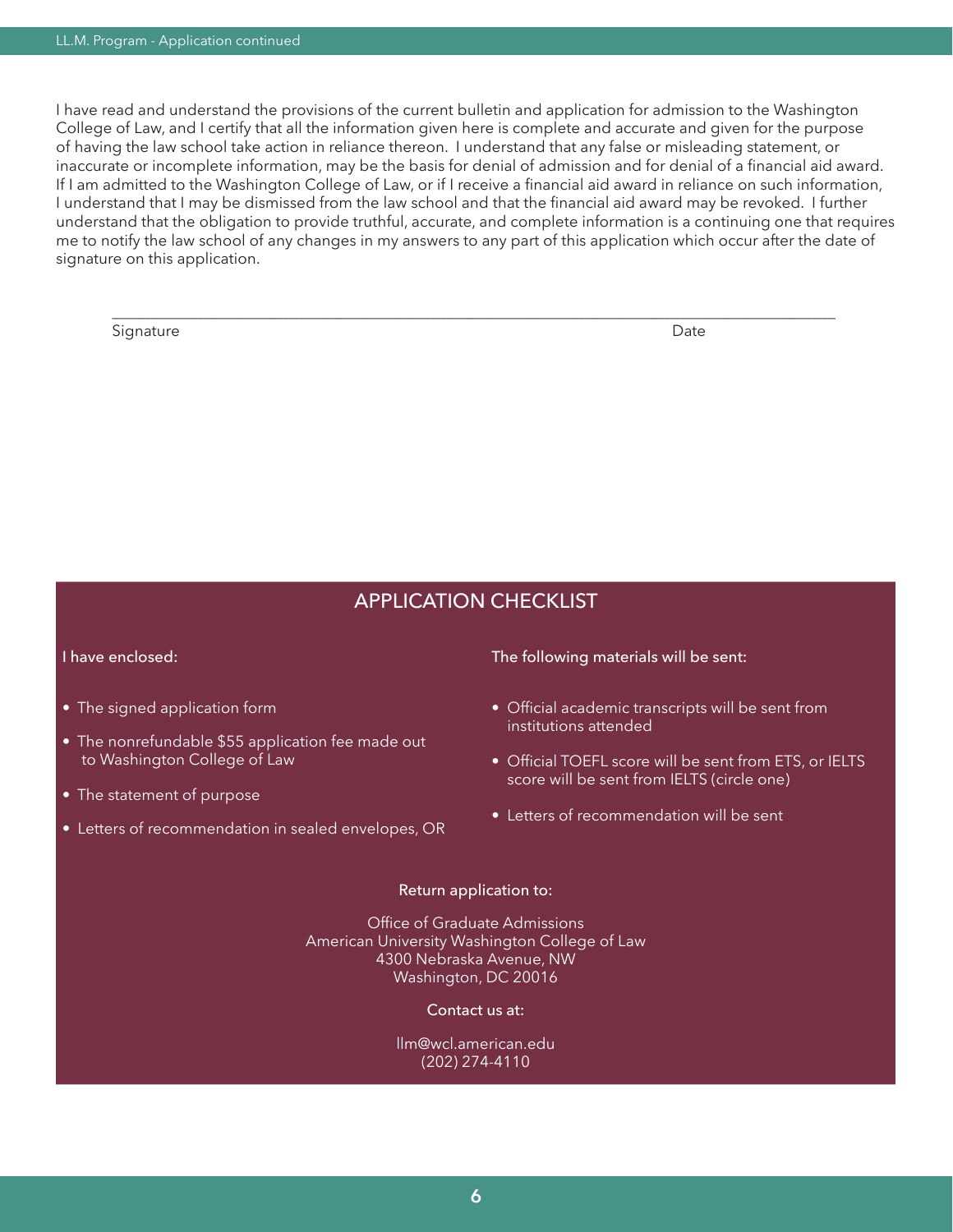I have read and understand the provisions of the current bulletin and application for admission to the Washington College of Law, and I certify that all the information given here is complete and accurate and given for the purpose of having the law school take action in reliance thereon. I understand that any false or misleading statement, or inaccurate or incomplete information, may be the basis for denial of admission and for denial of a financial aid award. If I am admitted to the Washington College of Law, or if I receive a financial aid award in reliance on such information, I understand that I may be dismissed from the law school and that the financial aid award may be revoked. I further understand that the obligation to provide truthful, accurate, and complete information is a continuing one that requires me to notify the law school of any changes in my answers to any part of this application which occur after the date of signature on this application.

______________________________________________________________________________

Signature                                                                                                    Date

## APPLICATION CHECKLIST

I have enclosed:

- The signed application form
- The nonrefundable $55 application fee made out to Washington College of Law
- The statement of purpose
- Letters of recommendation in sealed envelopes, OR

The following materials will be sent:

- Official academic transcripts will be sent from institutions attended
- Official TOEFL score will be sent from ETS, or IELTS score will be sent from IELTS (circle one)
- Letters of recommendation will be sent

Return application to:

Office of Graduate Admissions
American University Washington College of Law
4300 Nebraska Avenue, NW
Washington, DC 20016

Contact us at:

llm@wcl.american.edu
(202) 274-4110